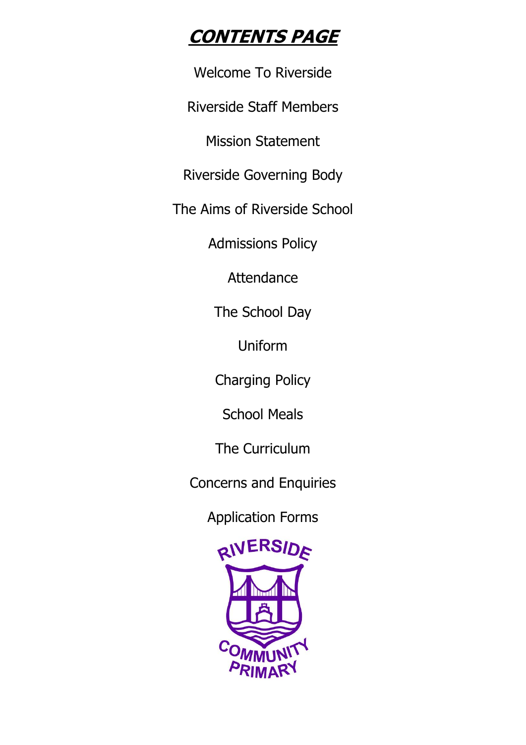# ***CONTENTS PAGE***

Welcome To Riverside

Riverside Staff Members

Mission Statement

Riverside Governing Body

The Aims of Riverside School

Admissions Policy

Attendance

The School Day

Uniform

Charging Policy

School Meals

The Curriculum

Concerns and Enquiries

Application Forms

RIVERSIDE COMMUNITY PRIMARY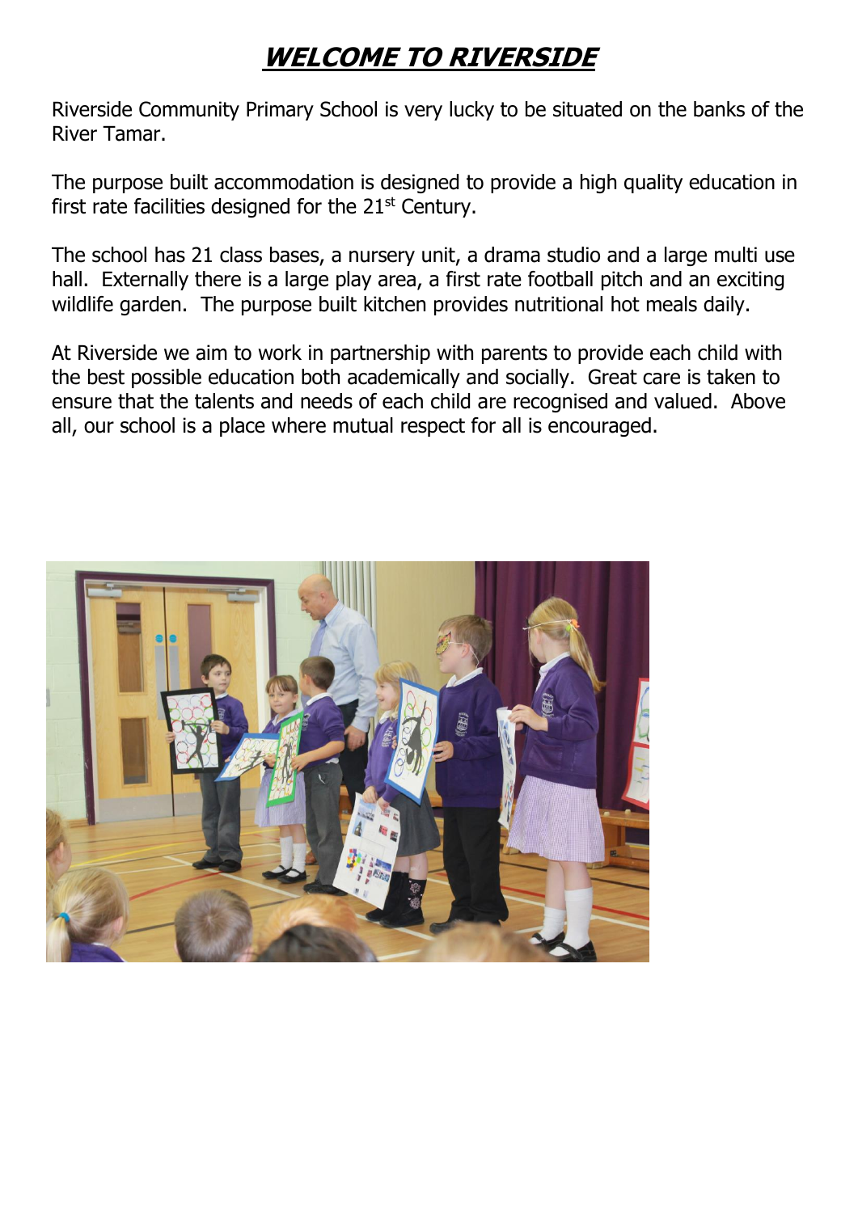# ***WELCOME TO RIVERSIDE***

Riverside Community Primary School is very lucky to be situated on the banks of the River Tamar.

The purpose built accommodation is designed to provide a high quality education in first rate facilities designed for the 21st Century.

The school has 21 class bases, a nursery unit, a drama studio and a large multi use hall. Externally there is a large play area, a first rate football pitch and an exciting wildlife garden. The purpose built kitchen provides nutritional hot meals daily.

At Riverside we aim to work in partnership with parents to provide each child with the best possible education both academically and socially. Great care is taken to ensure that the talents and needs of each child are recognised and valued. Above all, our school is a place where mutual respect for all is encouraged.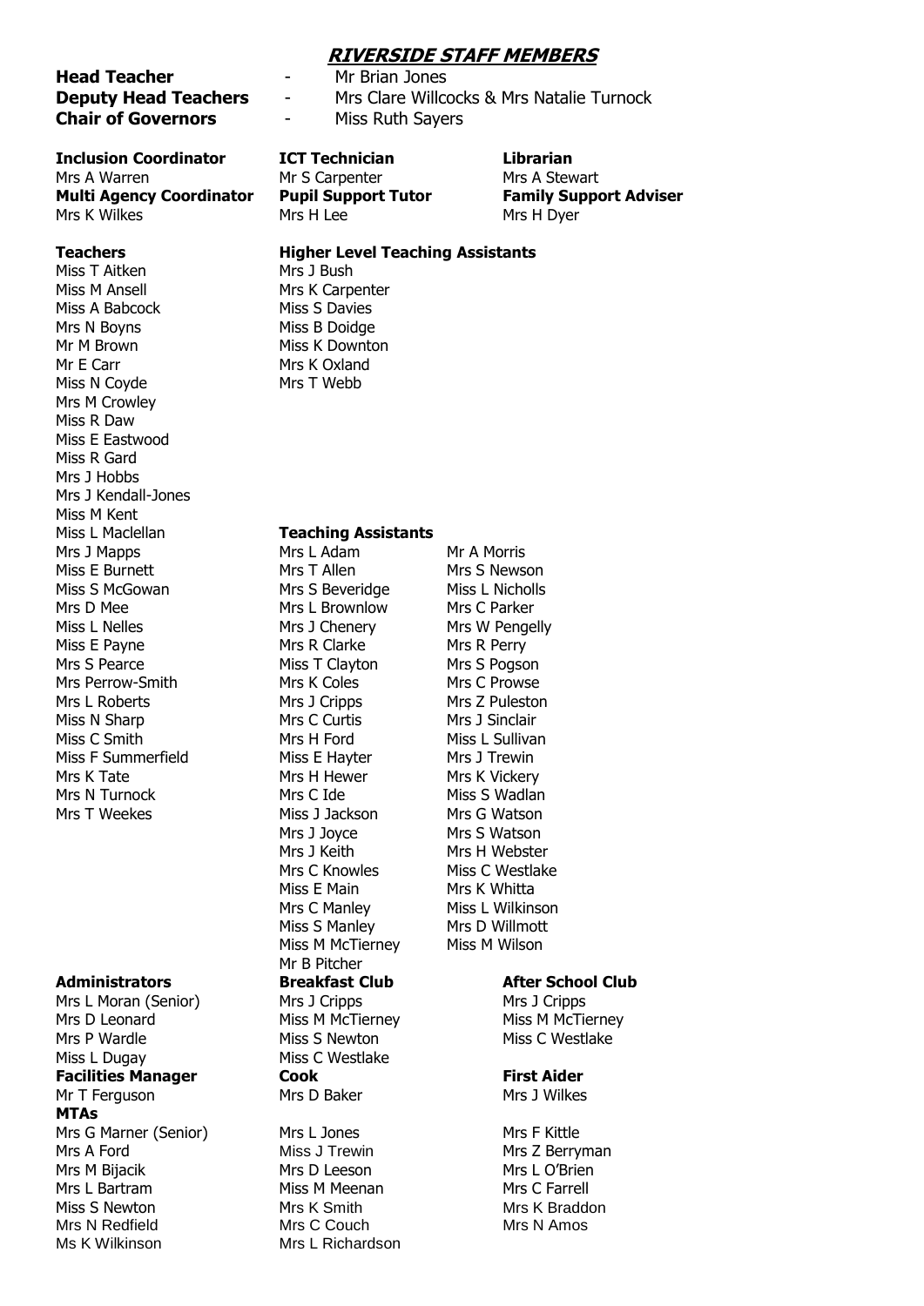# RIVERSIDE STAFF MEMBERS

**Head Teacher** - Mr Brian Jones
**Deputy Head Teachers** - Mrs Clare Willcocks & Mrs Natalie Turnock
**Chair of Governors** - Miss Ruth Sayers

**Inclusion Coordinator**
Mrs A Warren

**Multi Agency Coordinator**
Mrs K Wilkes

**ICT Technician**
Mr S Carpenter

**Pupil Support Tutor**
Mrs H Lee

**Librarian**
Mrs A Stewart

**Family Support Adviser**
Mrs H Dyer

**Teachers**

Miss T Aitken
Miss M Ansell
Miss A Babcock
Mrs N Boyns
Mr M Brown
Mr E Carr
Miss N Coyde
Mrs M Crowley
Miss R Daw
Miss E Eastwood
Miss R Gard
Mrs J Hobbs
Mrs J Kendall-Jones
Miss M Kent
Miss L Maclellan
Mrs J Mapps
Miss E Burnett
Miss S McGowan
Mrs D Mee
Miss L Nelles
Miss E Payne
Mrs S Pearce
Mrs Perrow-Smith
Mrs L Roberts
Miss N Sharp
Miss C Smith
Miss F Summerfield
Mrs K Tate
Mrs N Turnock
Mrs T Weekes

**Higher Level Teaching Assistants**

Mrs J Bush
Mrs K Carpenter
Miss S Davies
Miss B Doidge
Miss K Downton
Mrs K Oxland
Mrs T Webb

**Teaching Assistants**

Mrs L Adam
Mrs T Allen
Mrs S Beveridge
Mrs L Brownlow
Mrs J Chenery
Mrs R Clarke
Miss T Clayton
Mrs K Coles
Mrs J Cripps
Mrs C Curtis
Mrs H Ford
Miss E Hayter
Mrs H Hewer
Mrs C Ide
Miss J Jackson
Mrs J Joyce
Mrs J Keith
Mrs C Knowles
Miss E Main
Mrs C Manley
Miss S Manley
Miss M McTierney
Mr B Pitcher
Mr A Morris
Mrs S Newson
Miss L Nicholls
Mrs C Parker
Mrs W Pengelly
Mrs R Perry
Mrs S Pogson
Mrs C Prowse
Mrs Z Puleston
Mrs J Sinclair
Miss L Sullivan
Mrs J Trewin
Mrs K Vickery
Miss S Wadlan
Mrs G Watson
Mrs S Watson
Mrs H Webster
Miss C Westlake
Mrs K Whitta
Miss L Wilkinson
Mrs D Willmott
Miss M Wilson

**Administrators**

Mrs L Moran (Senior)
Mrs D Leonard
Mrs P Wardle
Miss L Dugay

**Breakfast Club**

Mrs J Cripps
Miss M McTierney
Miss S Newton
Miss C Westlake

**After School Club**

Mrs J Cripps
Miss M McTierney
Miss C Westlake

**Facilities Manager**
Mr T Ferguson

**Cook**
Mrs D Baker

**First Aider**
Mrs J Wilkes

**MTAs**

Mrs G Marner (Senior)
Mrs A Ford
Mrs M Bijacik
Mrs L Bartram
Miss S Newton
Mrs N Redfield
Ms K Wilkinson
Mrs L Jones
Miss J Trewin
Mrs D Leeson
Miss M Meenan
Mrs K Smith
Mrs C Couch
Mrs L Richardson
Mrs F Kittle
Mrs Z Berryman
Mrs L O'Brien
Mrs C Farrell
Mrs K Braddon
Mrs N Amos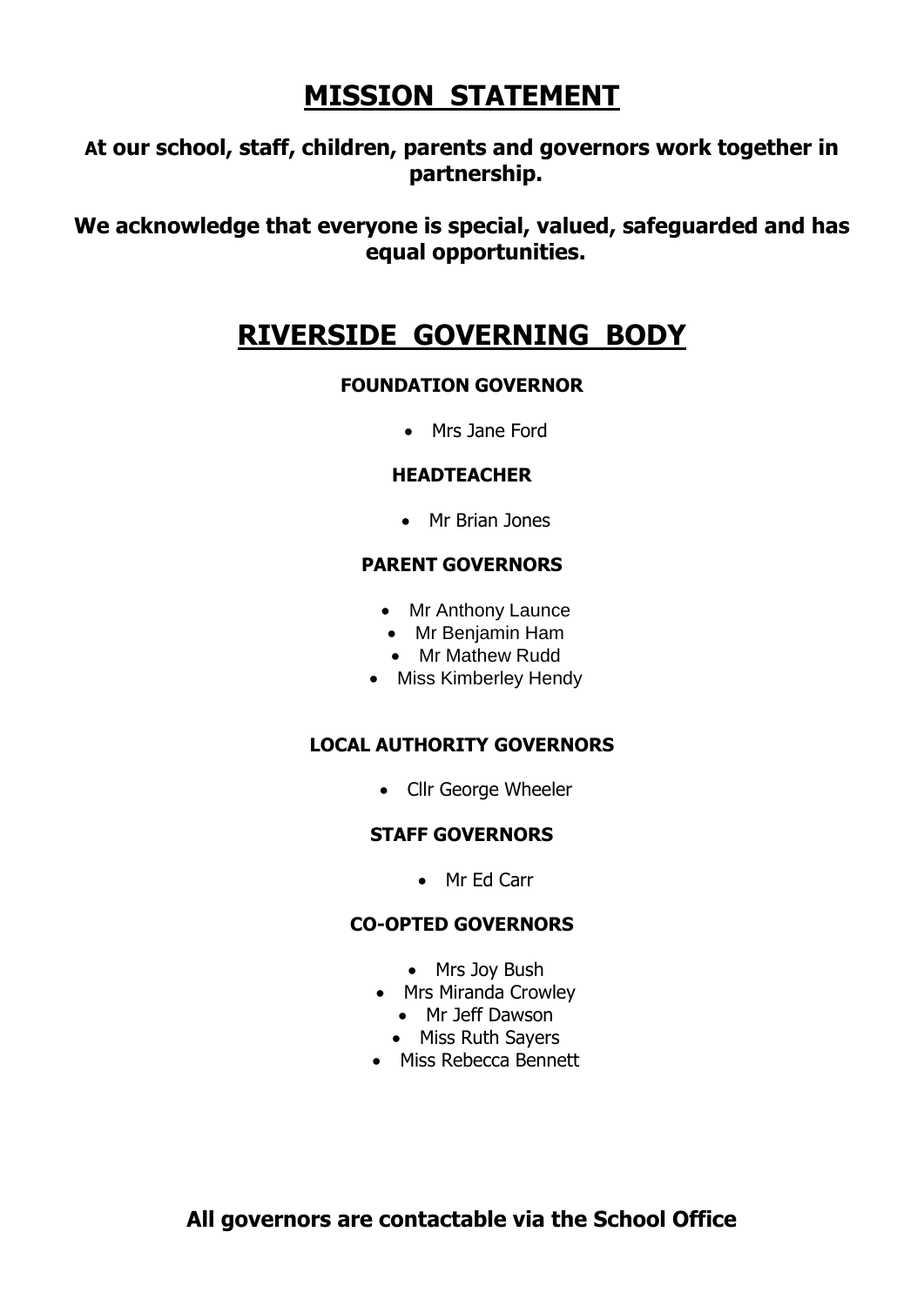# MISSION STATEMENT

**At our school, staff, children, parents and governors work together in partnership.**

**We acknowledge that everyone is special, valued, safeguarded and has equal opportunities.**

# RIVERSIDE GOVERNING BODY

### FOUNDATION GOVERNOR

- Mrs Jane Ford

### HEADTEACHER

- Mr Brian Jones

### PARENT GOVERNORS

- Mr Anthony Launce
- Mr Benjamin Ham
- Mr Mathew Rudd
- Miss Kimberley Hendy

### LOCAL AUTHORITY GOVERNORS

- Cllr George Wheeler

### STAFF GOVERNORS

- Mr Ed Carr

### CO-OPTED GOVERNORS

- Mrs Joy Bush
- Mrs Miranda Crowley
- Mr Jeff Dawson
- Miss Ruth Sayers
- Miss Rebecca Bennett

**All governors are contactable via the School Office**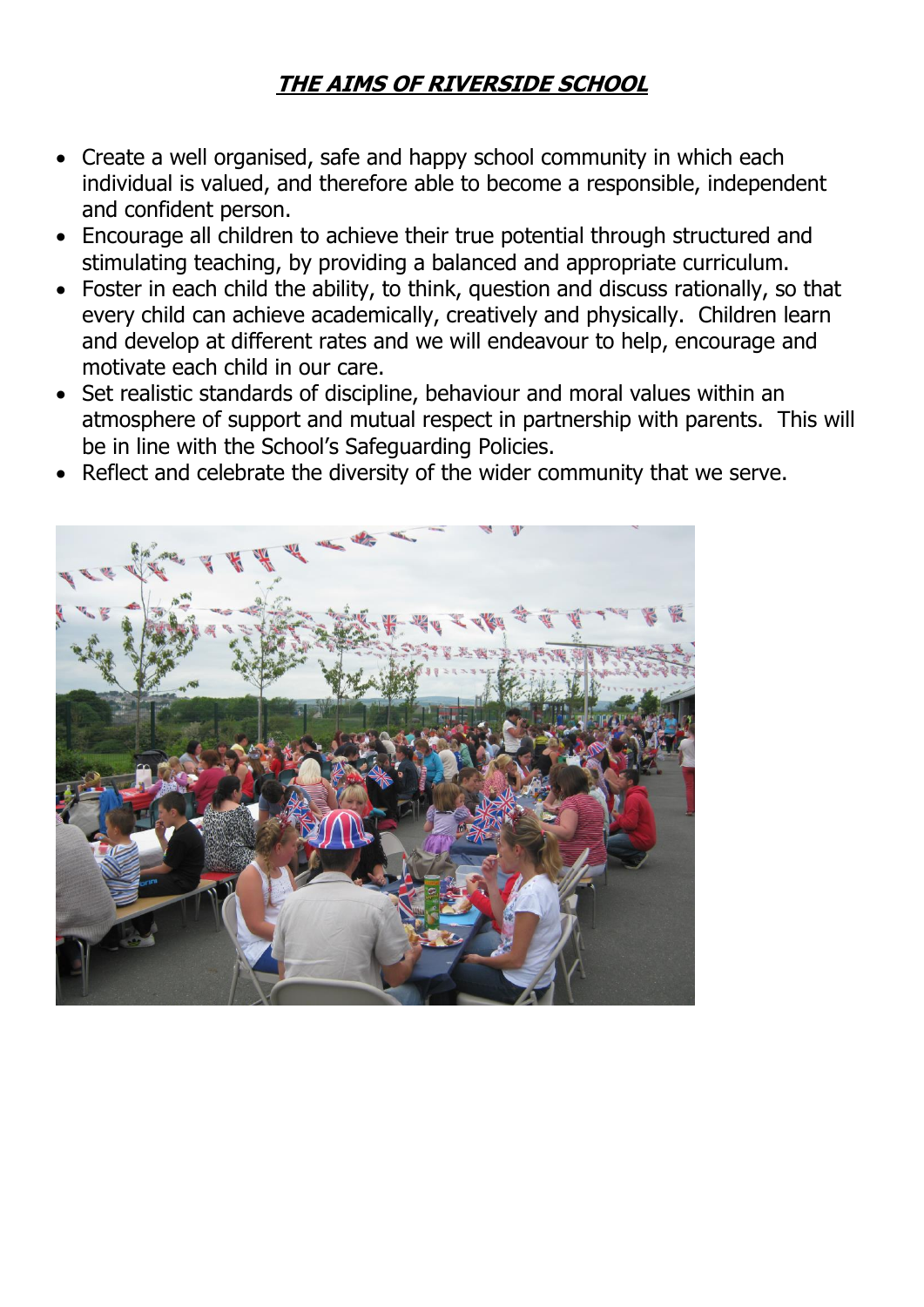# ***THE AIMS OF RIVERSIDE SCHOOL***

- Create a well organised, safe and happy school community in which each individual is valued, and therefore able to become a responsible, independent and confident person.
- Encourage all children to achieve their true potential through structured and stimulating teaching, by providing a balanced and appropriate curriculum.
- Foster in each child the ability, to think, question and discuss rationally, so that every child can achieve academically, creatively and physically. Children learn and develop at different rates and we will endeavour to help, encourage and motivate each child in our care.
- Set realistic standards of discipline, behaviour and moral values within an atmosphere of support and mutual respect in partnership with parents. This will be in line with the School's Safeguarding Policies.
- Reflect and celebrate the diversity of the wider community that we serve.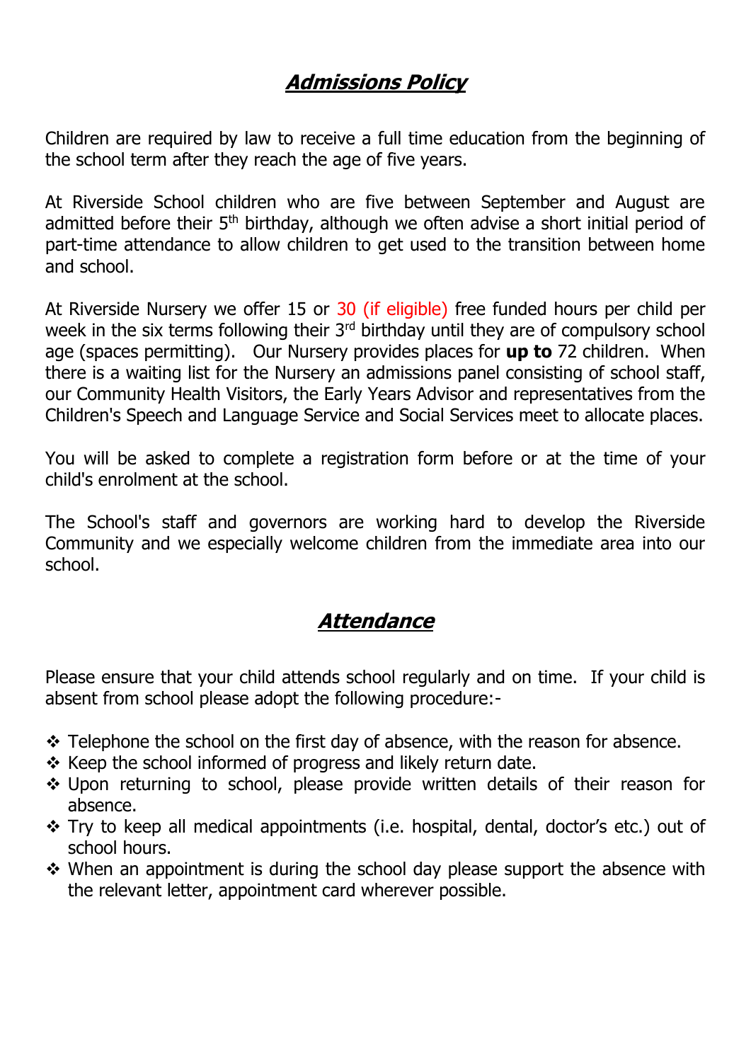## ***Admissions Policy***

Children are required by law to receive a full time education from the beginning of the school term after they reach the age of five years.

At Riverside School children who are five between September and August are admitted before their 5th birthday, although we often advise a short initial period of part-time attendance to allow children to get used to the transition between home and school.

At Riverside Nursery we offer 15 or 30 (if eligible) free funded hours per child per week in the six terms following their 3rd birthday until they are of compulsory school age (spaces permitting). Our Nursery provides places for **up to** 72 children. When there is a waiting list for the Nursery an admissions panel consisting of school staff, our Community Health Visitors, the Early Years Advisor and representatives from the Children's Speech and Language Service and Social Services meet to allocate places.

You will be asked to complete a registration form before or at the time of your child's enrolment at the school.

The School's staff and governors are working hard to develop the Riverside Community and we especially welcome children from the immediate area into our school.

## ***Attendance***

Please ensure that your child attends school regularly and on time. If your child is absent from school please adopt the following procedure:-

- Telephone the school on the first day of absence, with the reason for absence.
- Keep the school informed of progress and likely return date.
- Upon returning to school, please provide written details of their reason for absence.
- Try to keep all medical appointments (i.e. hospital, dental, doctor's etc.) out of school hours.
- When an appointment is during the school day please support the absence with the relevant letter, appointment card wherever possible.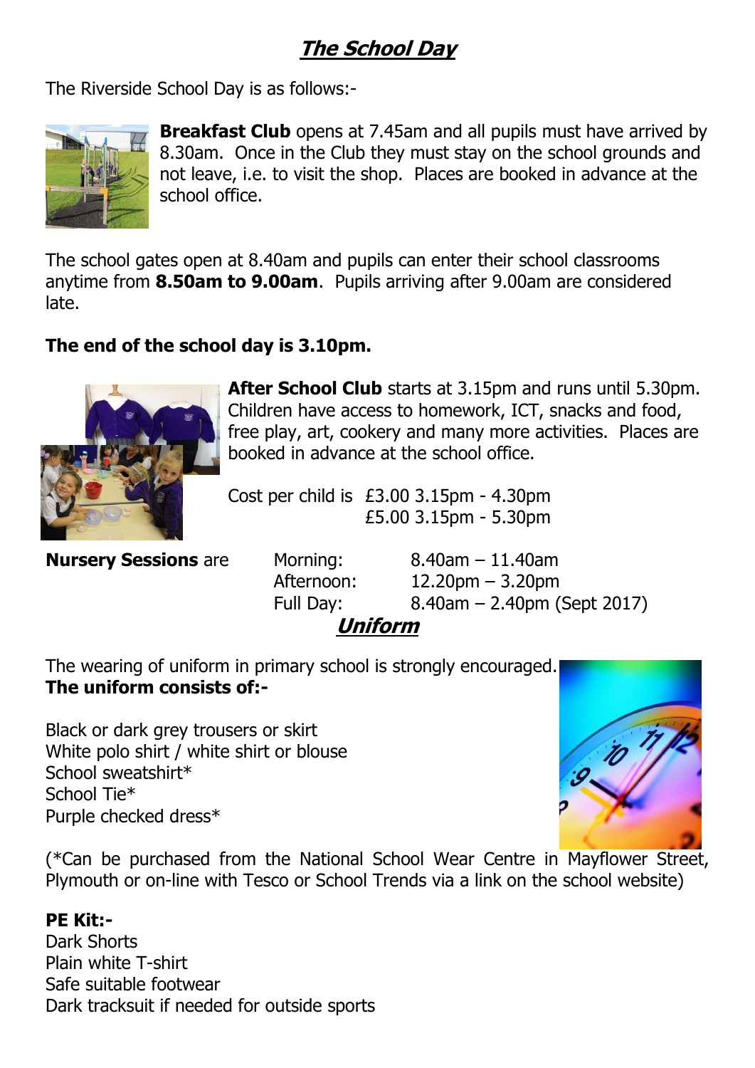# ***The School Day***

The Riverside School Day is as follows:-

**Breakfast Club** opens at 7.45am and all pupils must have arrived by 8.30am. Once in the Club they must stay on the school grounds and not leave, i.e. to visit the shop. Places are booked in advance at the school office.

The school gates open at 8.40am and pupils can enter their school classrooms anytime from **8.50am to 9.00am**. Pupils arriving after 9.00am are considered late.

**The end of the school day is 3.10pm.**

**After School Club** starts at 3.15pm and runs until 5.30pm. Children have access to homework, ICT, snacks and food, free play, art, cookery and many more activities. Places are booked in advance at the school office.

Cost per child is £3.00 3.15pm - 4.30pm
£5.00 3.15pm - 5.30pm

**Nursery Sessions** are

| | |
|---|---|
| Morning: | 8.40am – 11.40am |
| Afternoon: | 12.20pm – 3.20pm |
| Full Day: | 8.40am – 2.40pm (Sept 2017) |

## ***Uniform***

The wearing of uniform in primary school is strongly encouraged.
**The uniform consists of:-**

Black or dark grey trousers or skirt
White polo shirt / white shirt or blouse
School sweatshirt*
School Tie*
Purple checked dress*

(*Can be purchased from the National School Wear Centre in Mayflower Street, Plymouth or on-line with Tesco or School Trends via a link on the school website)

**PE Kit:-**
Dark Shorts
Plain white T-shirt
Safe suitable footwear
Dark tracksuit if needed for outside sports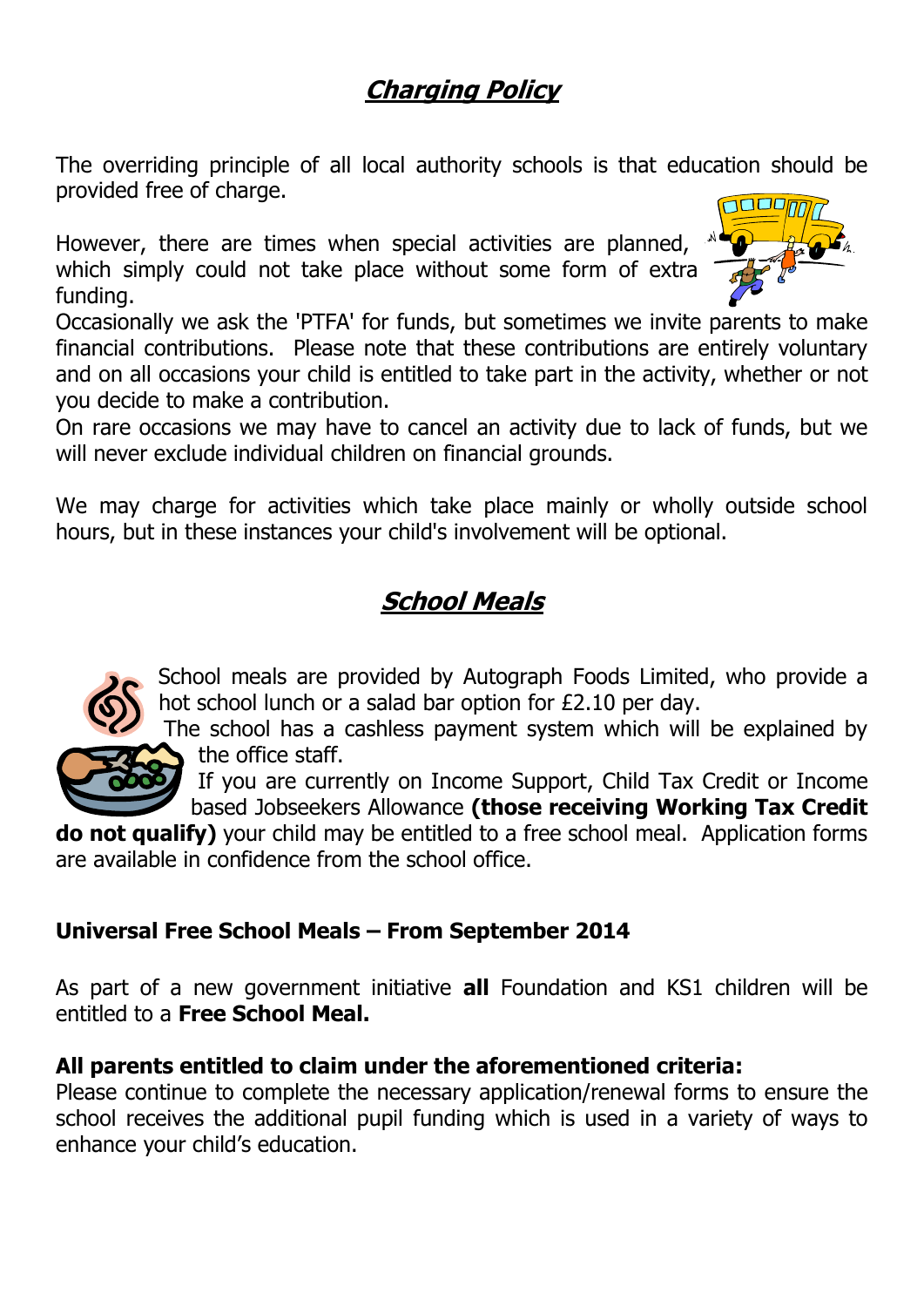## ***Charging Policy***

The overriding principle of all local authority schools is that education should be provided free of charge.

However, there are times when special activities are planned, which simply could not take place without some form of extra funding.
Occasionally we ask the 'PTFA' for funds, but sometimes we invite parents to make financial contributions. Please note that these contributions are entirely voluntary and on all occasions your child is entitled to take part in the activity, whether or not you decide to make a contribution.
On rare occasions we may have to cancel an activity due to lack of funds, but we will never exclude individual children on financial grounds.

We may charge for activities which take place mainly or wholly outside school hours, but in these instances your child's involvement will be optional.

## ***School Meals***

School meals are provided by Autograph Foods Limited, who provide a hot school lunch or a salad bar option for £2.10 per day.
The school has a cashless payment system which will be explained by the office staff.
If you are currently on Income Support, Child Tax Credit or Income based Jobseekers Allowance **(those receiving Working Tax Credit do not qualify)** your child may be entitled to a free school meal. Application forms are available in confidence from the school office.

**Universal Free School Meals – From September 2014**

As part of a new government initiative **all** Foundation and KS1 children will be entitled to a **Free School Meal.**

**All parents entitled to claim under the aforementioned criteria:**
Please continue to complete the necessary application/renewal forms to ensure the school receives the additional pupil funding which is used in a variety of ways to enhance your child's education.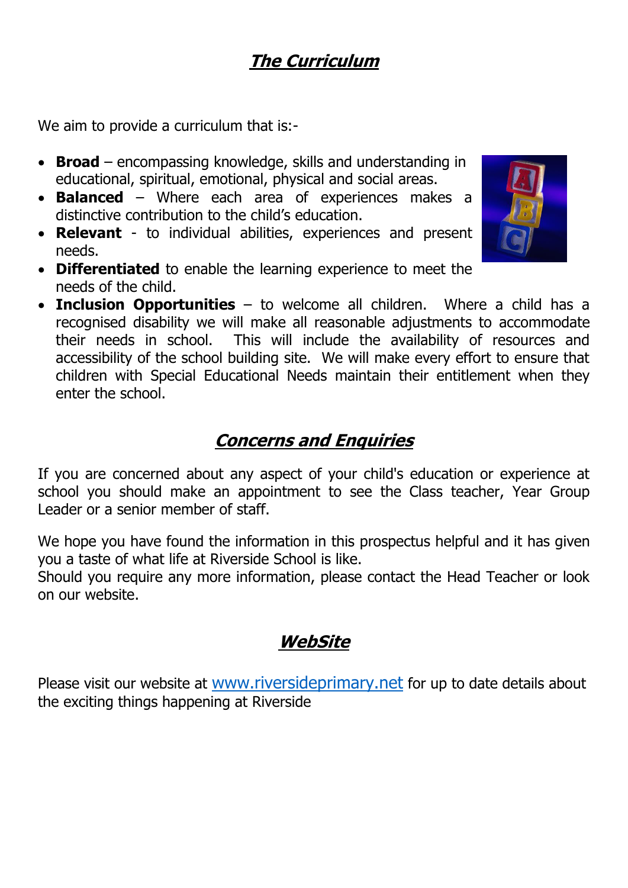## *The Curriculum*

We aim to provide a curriculum that is:-

- **Broad** – encompassing knowledge, skills and understanding in educational, spiritual, emotional, physical and social areas.
- **Balanced** – Where each area of experiences makes a distinctive contribution to the child's education.
- **Relevant** - to individual abilities, experiences and present needs.
- **Differentiated** to enable the learning experience to meet the needs of the child.
- **Inclusion Opportunities** – to welcome all children. Where a child has a recognised disability we will make all reasonable adjustments to accommodate their needs in school. This will include the availability of resources and accessibility of the school building site. We will make every effort to ensure that children with Special Educational Needs maintain their entitlement when they enter the school.

## *Concerns and Enquiries*

If you are concerned about any aspect of your child's education or experience at school you should make an appointment to see the Class teacher, Year Group Leader or a senior member of staff.

We hope you have found the information in this prospectus helpful and it has given you a taste of what life at Riverside School is like.
Should you require any more information, please contact the Head Teacher or look on our website.

## *WebSite*

Please visit our website at www.riversideprimary.net for up to date details about the exciting things happening at Riverside